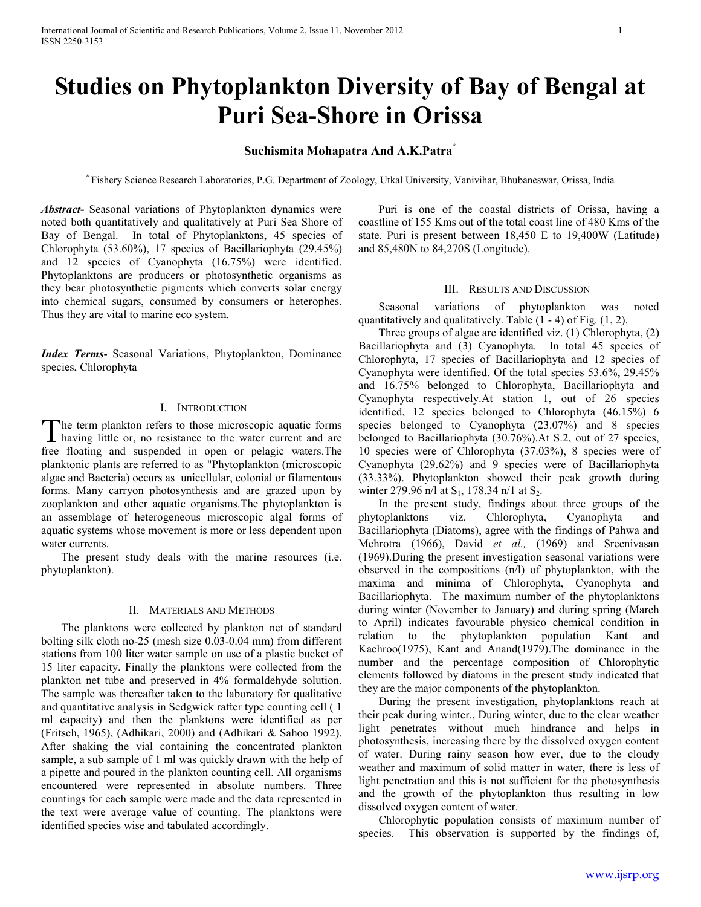# Studies on Phytoplankton Diversity of Bay of Bengal at Puri Sea-Shore in Orissa

**Suchismita Mohapatra And A.K.Patra**[*]

[*] Fishery Science Research Laboratories, P.G. Department of Zoology, Utkal University, Vanivihar, Bhubaneswar, Orissa, India

***Abstract-*** Seasonal variations of Phytoplankton dynamics were noted both quantitatively and qualitatively at Puri Sea Shore of Bay of Bengal. In total of Phytoplanktons, 45 species of Chlorophyta (53.60%), 17 species of Bacillariophyta (29.45%) and 12 species of Cyanophyta (16.75%) were identified. Phytoplanktons are producers or photosynthetic organisms as they bear photosynthetic pigments which converts solar energy into chemical sugars, consumed by consumers or heterophes. Thus they are vital to marine eco system.

***Index Terms-*** Seasonal Variations, Phytoplankton, Dominance species, Chlorophyta

## I. Introduction

The term plankton refers to those microscopic aquatic forms having little or, no resistance to the water current and are free floating and suspended in open or pelagic waters.The planktonic plants are referred to as "Phytoplankton (microscopic algae and Bacteria) occurs as unicellular, colonial or filamentous forms. Many carryon photosynthesis and are grazed upon by zooplankton and other aquatic organisms.The phytoplankton is an assemblage of heterogeneous microscopic algal forms of aquatic systems whose movement is more or less dependent upon water currents.

The present study deals with the marine resources (i.e. phytoplankton).

## II. Materials and Methods

The planktons were collected by plankton net of standard bolting silk cloth no-25 (mesh size 0.03-0.04 mm) from different stations from 100 liter water sample on use of a plastic bucket of 15 liter capacity. Finally the planktons were collected from the plankton net tube and preserved in 4% formaldehyde solution. The sample was thereafter taken to the laboratory for qualitative and quantitative analysis in Sedgwick rafter type counting cell ( 1 ml capacity) and then the planktons were identified as per (Fritsch, 1965), (Adhikari, 2000) and (Adhikari & Sahoo 1992). After shaking the vial containing the concentrated plankton sample, a sub sample of 1 ml was quickly drawn with the help of a pipette and poured in the plankton counting cell. All organisms encountered were represented in absolute numbers. Three countings for each sample were made and the data represented in the text were average value of counting. The planktons were identified species wise and tabulated accordingly.

Puri is one of the coastal districts of Orissa, having a coastline of 155 Kms out of the total coast line of 480 Kms of the state. Puri is present between 18,450 E to 19,400W (Latitude) and 85,480N to 84,270S (Longitude).

## III. Results and Discussion

Seasonal variations of phytoplankton was noted quantitatively and qualitatively. Table (1 - 4) of Fig. (1, 2).

Three groups of algae are identified viz. (1) Chlorophyta, (2) Bacillariophyta and (3) Cyanophyta. In total 45 species of Chlorophyta, 17 species of Bacillariophyta and 12 species of Cyanophyta were identified. Of the total species 53.6%, 29.45% and 16.75% belonged to Chlorophyta, Bacillariophyta and Cyanophyta respectively.At station 1, out of 26 species identified, 12 species belonged to Chlorophyta (46.15%) 6 species belonged to Cyanophyta (23.07%) and 8 species belonged to Bacillariophyta (30.76%).At S.2, out of 27 species, 10 species were of Chlorophyta (37.03%), 8 species were of Cyanophyta (29.62%) and 9 species were of Bacillariophyta (33.33%). Phytoplankton showed their peak growth during winter 279.96 n/l at $S_1$, 178.34 n/l at $S_2$.

In the present study, findings about three groups of the phytoplanktons viz. Chlorophyta, Cyanophyta and Bacillariophyta (Diatoms), agree with the findings of Pahwa and Mehrotra (1966), David *et al.,* (1969) and Sreenivasan (1969).During the present investigation seasonal variations were observed in the compositions (n/l) of phytoplankton, with the maxima and minima of Chlorophyta, Cyanophyta and Bacillariophyta. The maximum number of the phytoplanktons during winter (November to January) and during spring (March to April) indicates favourable physico chemical condition in relation to the phytoplankton population Kant and Kachroo(1975), Kant and Anand(1979).The dominance in the number and the percentage composition of Chlorophytic elements followed by diatoms in the present study indicated that they are the major components of the phytoplankton.

During the present investigation, phytoplanktons reach at their peak during winter., During winter, due to the clear weather light penetrates without much hindrance and helps in photosynthesis, increasing there by the dissolved oxygen content of water. During rainy season how ever, due to the cloudy weather and maximum of solid matter in water, there is less of light penetration and this is not sufficient for the photosynthesis and the growth of the phytoplankton thus resulting in low dissolved oxygen content of water.

Chlorophytic population consists of maximum number of species. This observation is supported by the findings of,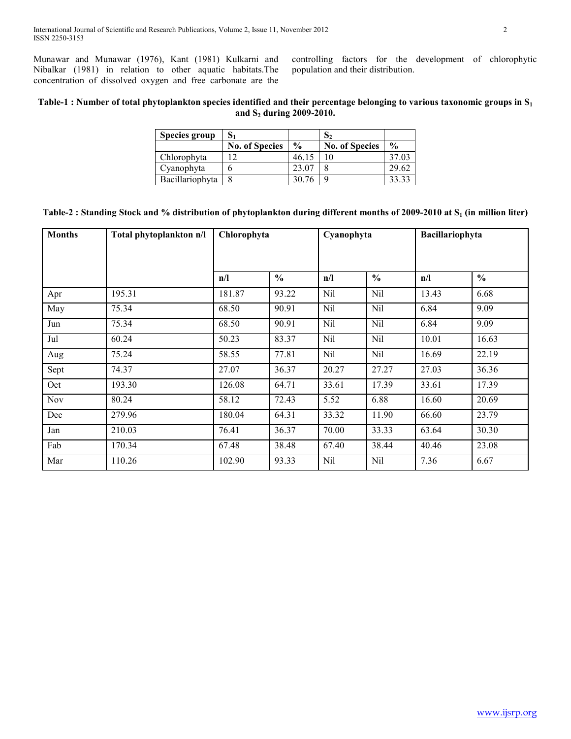Munawar and Munawar (1976), Kant (1981) Kulkarni and Nibalkar (1981) in relation to other aquatic habitats.The concentration of dissolved oxygen and free carbonate are the controlling factors for the development of chlorophytic population and their distribution.

**Table-1 : Number of total phytoplankton species identified and their percentage belonging to various taxonomic groups in $S_1$ and $S_2$ during 2009-2010.**

| Species group | $S_1$ | | $S_2$ | |
|---|---|---|---|---|
| | No. of Species | % | No. of Species | % |
| Chlorophyta | 12 | 46.15 | 10 | 37.03 |
| Cyanophyta | 6 | 23.07 | 8 | 29.62 |
| Bacillariophyta | 8 | 30.76 | 9 | 33.33 |

**Table-2 : Standing Stock and % distribution of phytoplankton during different months of 2009-2010 at $S_1$ (in million liter)**

| Months | Total phytoplankton n/l | Chlorophyta | | Cyanophyta | | Bacillariophyta | |
|---|---|---|---|---|---|---|---|
| | | n/l | % | n/l | % | n/l | % |
| Apr | 195.31 | 181.87 | 93.22 | Nil | Nil | 13.43 | 6.68 |
| May | 75.34 | 68.50 | 90.91 | Nil | Nil | 6.84 | 9.09 |
| Jun | 75.34 | 68.50 | 90.91 | Nil | Nil | 6.84 | 9.09 |
| Jul | 60.24 | 50.23 | 83.37 | Nil | Nil | 10.01 | 16.63 |
| Aug | 75.24 | 58.55 | 77.81 | Nil | Nil | 16.69 | 22.19 |
| Sept | 74.37 | 27.07 | 36.37 | 20.27 | 27.27 | 27.03 | 36.36 |
| Oct | 193.30 | 126.08 | 64.71 | 33.61 | 17.39 | 33.61 | 17.39 |
| Nov | 80.24 | 58.12 | 72.43 | 5.52 | 6.88 | 16.60 | 20.69 |
| Dec | 279.96 | 180.04 | 64.31 | 33.32 | 11.90 | 66.60 | 23.79 |
| Jan | 210.03 | 76.41 | 36.37 | 70.00 | 33.33 | 63.64 | 30.30 |
| Fab | 170.34 | 67.48 | 38.48 | 67.40 | 38.44 | 40.46 | 23.08 |
| Mar | 110.26 | 102.90 | 93.33 | Nil | Nil | 7.36 | 6.67 |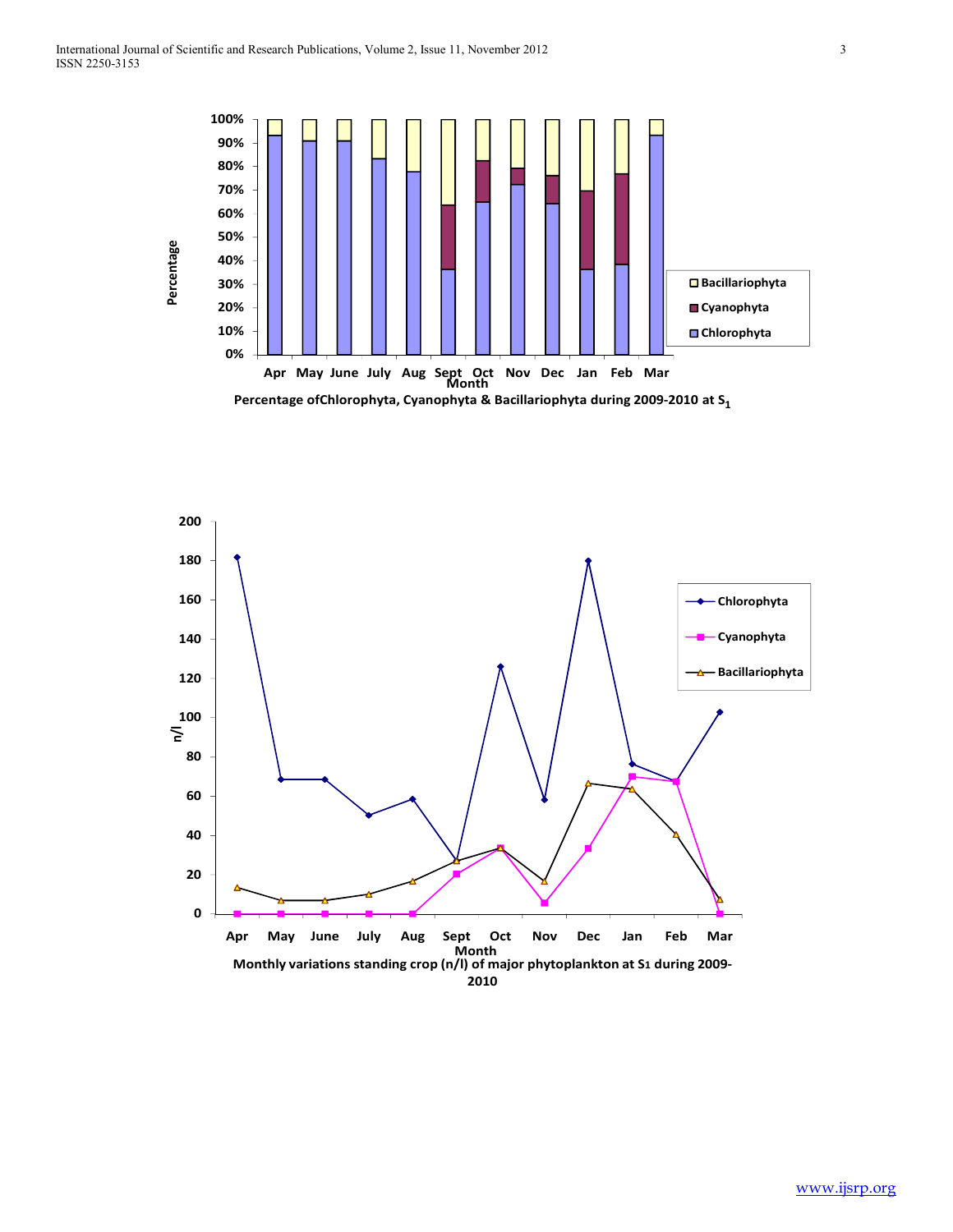Percentage ofChlorophyta, Cyanophyta & Bacillariophyta during 2009-2010 at $S_1$

Monthly variations standing crop (n/l) of major phytoplankton at $S_1$ during 2009-2010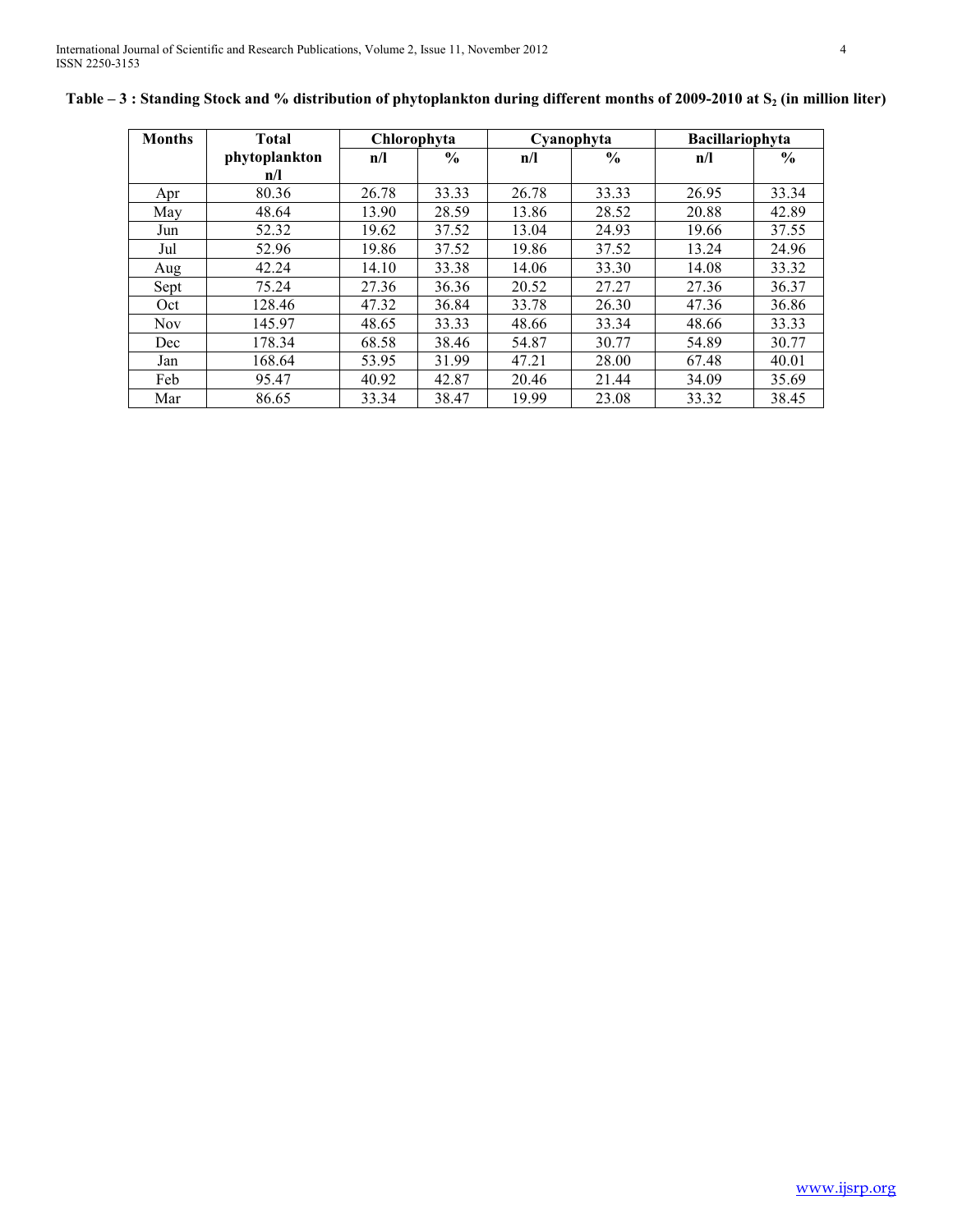**Table – 3 : Standing Stock and % distribution of phytoplankton during different months of 2009-2010 at $S_2$ (in million liter)**

| Months | Total phytoplankton n/l | Chlorophyta | | Cyanophyta | | Bacillariophyta | |
|---|---|---|---|---|---|---|---|
| | | n/l | % | n/l | % | n/l | % |
| Apr | 80.36 | 26.78 | 33.33 | 26.78 | 33.33 | 26.95 | 33.34 |
| May | 48.64 | 13.90 | 28.59 | 13.86 | 28.52 | 20.88 | 42.89 |
| Jun | 52.32 | 19.62 | 37.52 | 13.04 | 24.93 | 19.66 | 37.55 |
| Jul | 52.96 | 19.86 | 37.52 | 19.86 | 37.52 | 13.24 | 24.96 |
| Aug | 42.24 | 14.10 | 33.38 | 14.06 | 33.30 | 14.08 | 33.32 |
| Sept | 75.24 | 27.36 | 36.36 | 20.52 | 27.27 | 27.36 | 36.37 |
| Oct | 128.46 | 47.32 | 36.84 | 33.78 | 26.30 | 47.36 | 36.86 |
| Nov | 145.97 | 48.65 | 33.33 | 48.66 | 33.34 | 48.66 | 33.33 |
| Dec | 178.34 | 68.58 | 38.46 | 54.87 | 30.77 | 54.89 | 30.77 |
| Jan | 168.64 | 53.95 | 31.99 | 47.21 | 28.00 | 67.48 | 40.01 |
| Feb | 95.47 | 40.92 | 42.87 | 20.46 | 21.44 | 34.09 | 35.69 |
| Mar | 86.65 | 33.34 | 38.47 | 19.99 | 23.08 | 33.32 | 38.45 |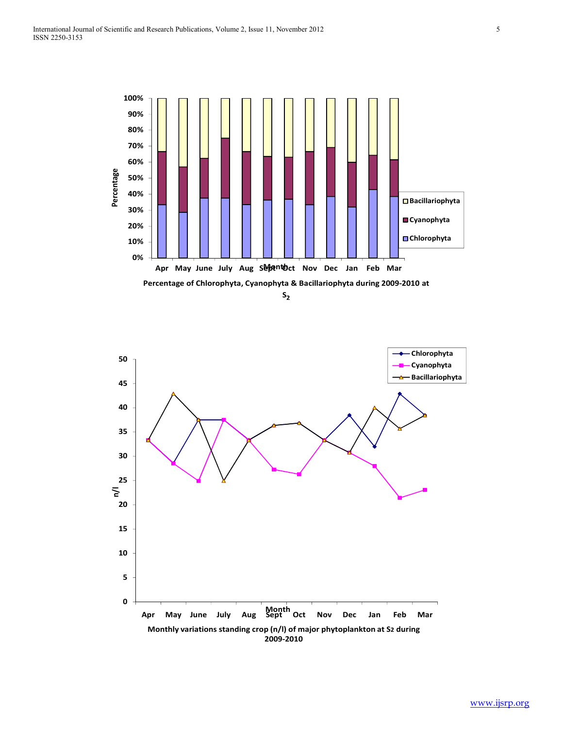Percentage of Chlorophyta, Cyanophyta & Bacillariophyta during 2009-2010 at $S_2$

Monthly variations standing crop (n/l) of major phytoplankton at S2 during 2009-2010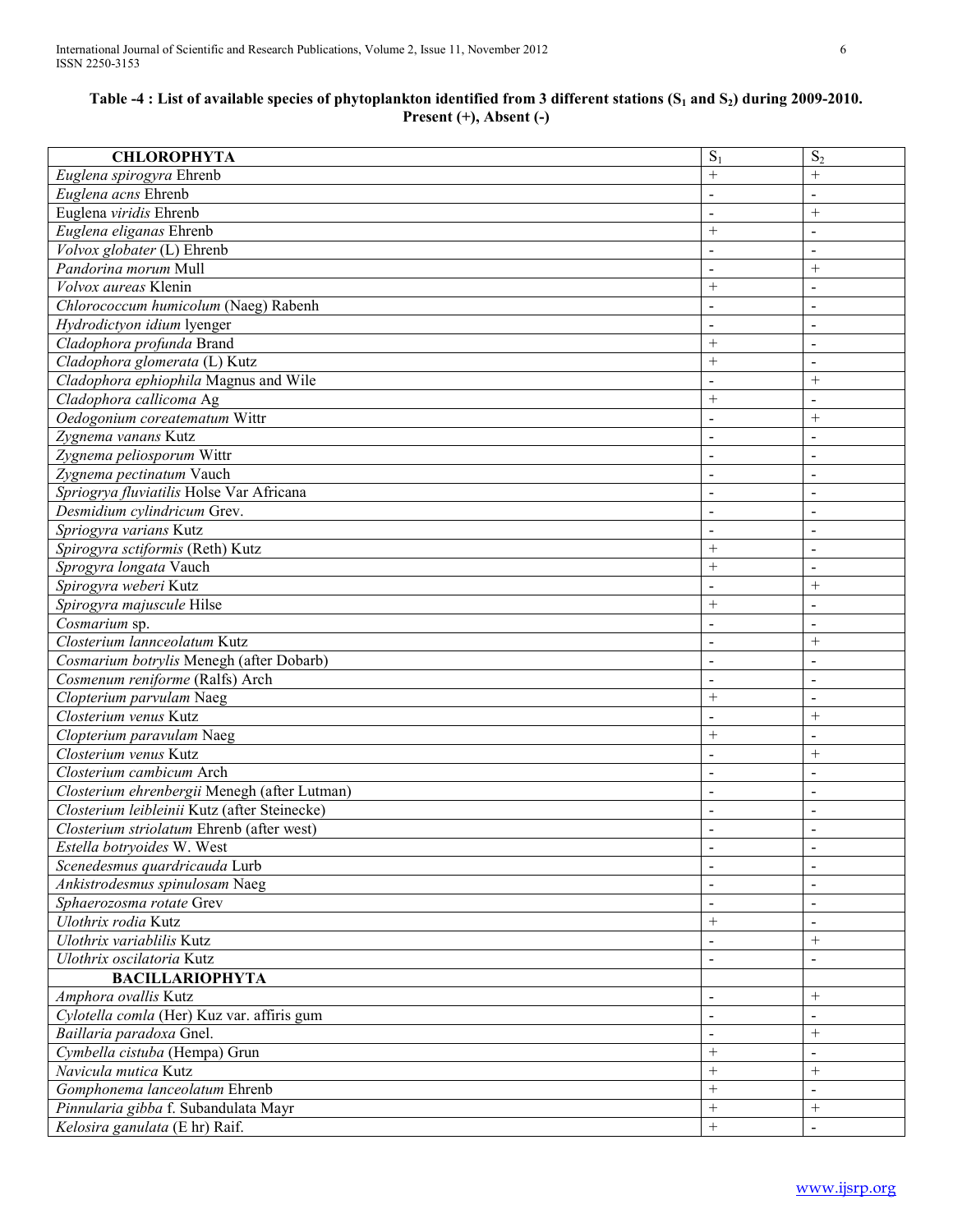**Table -4 : List of available species of phytoplankton identified from 3 different stations ($S_1$ and $S_2$) during 2009-2010. Present (+), Absent (-)**

| **CHLOROPHYTA** | $S_1$ | $S_2$ |
|---|---|---|
| *Euglena spirogyra* Ehrenb | + | + |
| *Euglena acns* Ehrenb | - | - |
| Euglena *viridis* Ehrenb | - | + |
| *Euglena eliganas* Ehrenb | + | - |
| *Volvox globater* (L) Ehrenb | - | - |
| *Pandorina morum* Mull | - | + |
| *Volvox aureas* Klenin | + | - |
| *Chlorococcum humicolum* (Naeg) Rabenh | - | - |
| *Hydrodictyon idium* lyenger | - | - |
| *Cladophora profunda* Brand | + | - |
| *Cladophora glomerata* (L) Kutz | + | - |
| *Cladophora ephiophila* Magnus and Wile | - | + |
| *Cladophora callicoma* Ag | + | - |
| *Oedogonium coreatematum* Wittr | - | + |
| *Zygnema vanans* Kutz | - | - |
| *Zygnema peliosporum* Wittr | - | - |
| *Zygnema pectinatum* Vauch | - | - |
| *Spriogrya fluviatilis* Holse Var Africana | - | - |
| *Desmidium cylindricum* Grev. | - | - |
| *Spriogyra varians* Kutz | - | - |
| *Spirogyra sctiformis* (Reth) Kutz | + | - |
| *Sprogyra longata* Vauch | + | - |
| *Spirogyra weberi* Kutz | - | + |
| *Spirogyra majuscule* Hilse | + | - |
| *Cosmarium* sp. | - | - |
| *Closterium lannceolatum* Kutz | - | + |
| *Cosmarium botrylis* Menegh (after Dobarb) | - | - |
| *Cosmenum reniforme* (Ralfs) Arch | - | - |
| *Clopterium parvulam* Naeg | + | - |
| *Closterium venus* Kutz | - | + |
| *Clopterium paravulam* Naeg | + | - |
| *Closterium venus* Kutz | - | + |
| *Closterium cambicum* Arch | - | - |
| *Closterium ehrenbergii* Menegh (after Lutman) | - | - |
| *Closterium leibleinii* Kutz (after Steinecke) | - | - |
| *Closterium striolatum* Ehrenb (after west) | - | - |
| *Estella botryoides* W. West | - | - |
| *Scenedesmus quardricauda* Lurb | - | - |
| *Ankistrodesmus spinulosam* Naeg | - | - |
| *Sphaerozosma rotate* Grev | - | - |
| *Ulothrix rodia* Kutz | + | - |
| *Ulothrix variablilis* Kutz | - | + |
| *Ulothrix oscilatoria* Kutz | - | - |
| **BACILLARIOPHYTA** | | |
| *Amphora ovallis* Kutz | - | + |
| *Cylotella comla* (Her) Kuz var. affiris gum | - | - |
| *Baillaria paradoxa* Gnel. | - | + |
| *Cymbella cistuba* (Hempa) Grun | + | - |
| *Navicula mutica* Kutz | + | + |
| *Gomphonema lanceolatum* Ehrenb | + | - |
| *Pinnularia gibba* f. Subandulata Mayr | + | + |
| *Kelosira ganulata* (E hr) Raif. | + | - |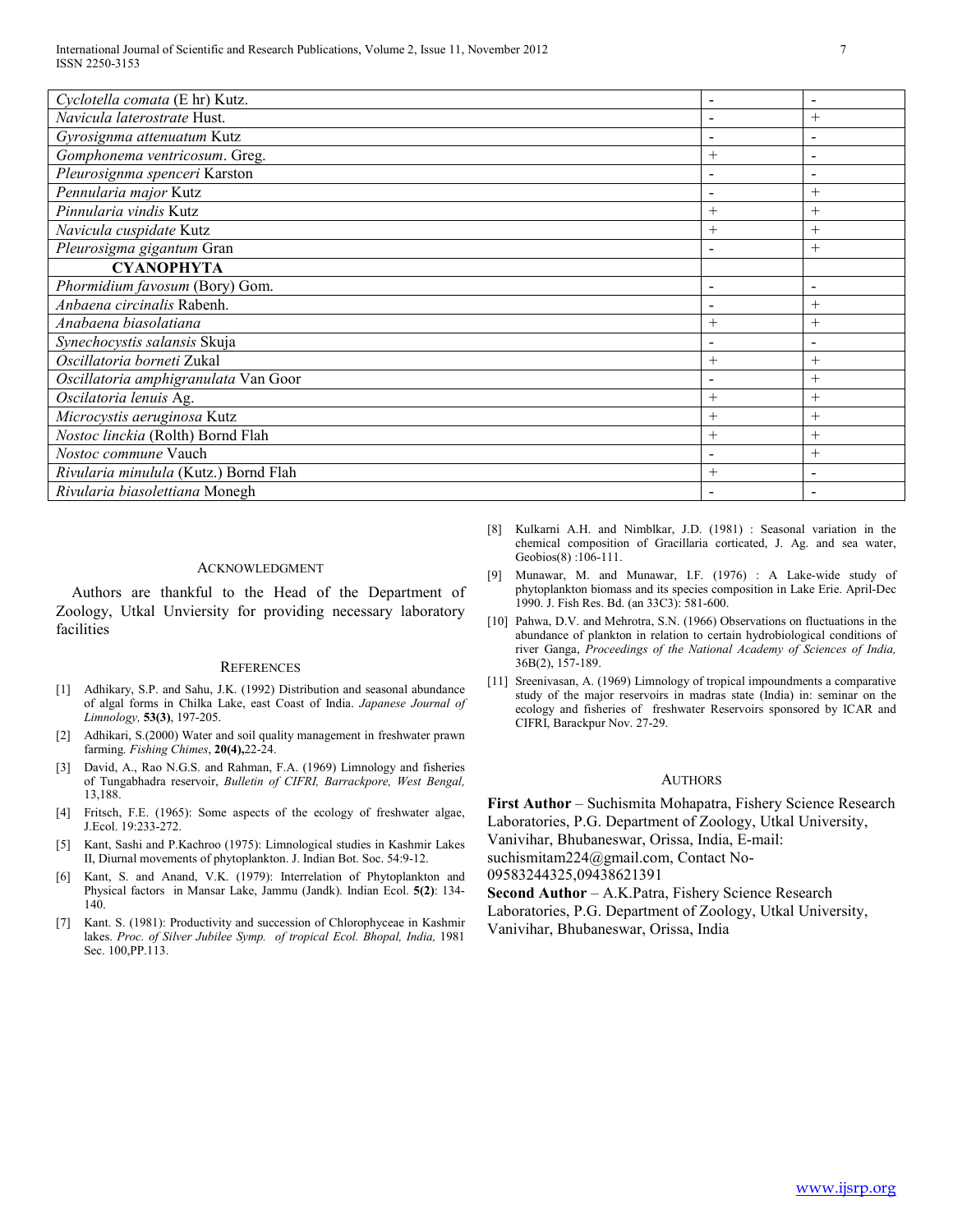| | | |
|---|---|---|
| *Cyclotella comata* (E hr) Kutz. | - | - |
| *Navicula laterostrate* Hust. | - | + |
| *Gyrosignma attenuatum* Kutz | - | - |
| *Gomphonema ventricosum*. Greg. | + | - |
| *Pleurosignma spenceri* Karston | - | - |
| *Pennularia major* Kutz | - | + |
| *Pinnularia vindis* Kutz | + | + |
| *Navicula cuspidate* Kutz | + | + |
| *Pleurosigma gigantum* Gran | - | + |
| **CYANOPHYTA** | | |
| *Phormidium favosum* (Bory) Gom. | - | - |
| *Anbaena circinalis* Rabenh. | - | + |
| *Anabaena biasolatiana* | + | + |
| *Synechocystis salansis* Skuja | - | - |
| *Oscillatoria borneti* Zukal | + | + |
| *Oscillatoria amphigranulata* Van Goor | - | + |
| *Oscilatoria lenuis* Ag. | + | + |
| *Microcystis aeruginosa* Kutz | + | + |
| *Nostoc linckia* (Rolth) Bornd Flah | + | + |
| *Nostoc commune* Vauch | - | + |
| *Rivularia minulula* (Kutz.) Bornd Flah | + | - |
| *Rivularia biasolettiana* Monegh | - | - |

## ACKNOWLEDGMENT

Authors are thankful to the Head of the Department of Zoology, Utkal Unviersity for providing necessary laboratory facilities

## REFERENCES

[1] Adhikary, S.P. and Sahu, J.K. (1992) Distribution and seasonal abundance of algal forms in Chilka Lake, east Coast of India. *Japanese Journal of Limnology,* **53(3)**, 197-205.

[2] Adhikari, S.(2000) Water and soil quality management in freshwater prawn farming*. Fishing Chimes*, **20(4),**22-24.

[3] David, A., Rao N.G.S. and Rahman, F.A. (1969) Limnology and fisheries of Tungabhadra reservoir, *Bulletin of CIFRI, Barrackpore, West Bengal,* 13,188.

[4] Fritsch, F.E. (1965): Some aspects of the ecology of freshwater algae, J.Ecol. 19:233-272.

[5] Kant, Sashi and P.Kachroo (1975): Limnological studies in Kashmir Lakes II, Diurnal movements of phytoplankton. J. Indian Bot. Soc. 54:9-12.

[6] Kant, S. and Anand, V.K. (1979): Interrelation of Phytoplankton and Physical factors in Mansar Lake, Jammu (Jandk). Indian Ecol. **5(2)**: 134-140.

[7] Kant. S. (1981): Productivity and succession of Chlorophyceae in Kashmir lakes. *Proc. of Silver Jubilee Symp. of tropical Ecol. Bhopal, India,* 1981 Sec. 100,PP.113.

[8] Kulkarni A.H. and Nimblkar, J.D. (1981) : Seasonal variation in the chemical composition of Gracillaria corticated, J. Ag. and sea water, Geobios(8) :106-111.

[9] Munawar, M. and Munawar, I.F. (1976) : A Lake-wide study of phytoplankton biomass and its species composition in Lake Erie. April-Dec 1990. J. Fish Res. Bd. (an 33C3): 581-600.

[10] Pahwa, D.V. and Mehrotra, S.N. (1966) Observations on fluctuations in the abundance of plankton in relation to certain hydrobiological conditions of river Ganga, *Proceedings of the National Academy of Sciences of India,* 36B(2), 157-189.

[11] Sreenivasan, A. (1969) Limnology of tropical impoundments a comparative study of the major reservoirs in madras state (India) in: seminar on the ecology and fisheries of freshwater Reservoirs sponsored by ICAR and CIFRI, Barackpur Nov. 27-29.

## AUTHORS

**First Author** – Suchismita Mohapatra, Fishery Science Research Laboratories, P.G. Department of Zoology, Utkal University, Vanivihar, Bhubaneswar, Orissa, India, E-mail: suchismitam224@gmail.com, Contact No-09583244325,09438621391

**Second Author** – A.K.Patra, Fishery Science Research Laboratories, P.G. Department of Zoology, Utkal University, Vanivihar, Bhubaneswar, Orissa, India